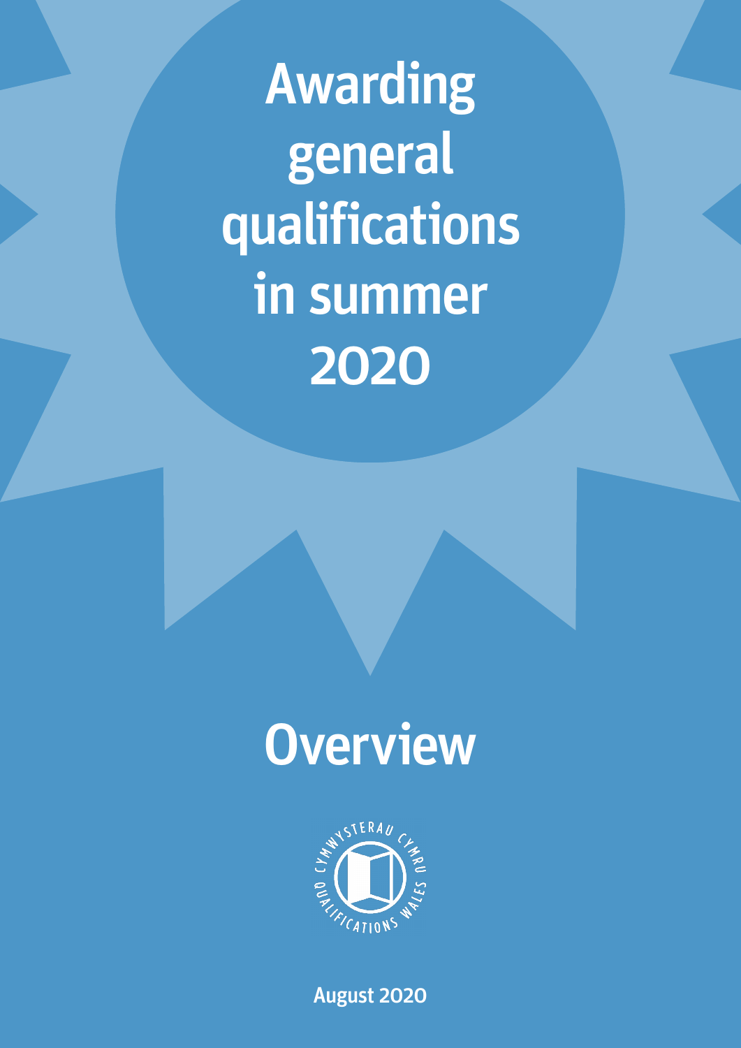# Awarding general qualifications in summer 2020

## Overview

CYMWYSTERAU CYMRU QUALIFICATIONS WALES

August 2020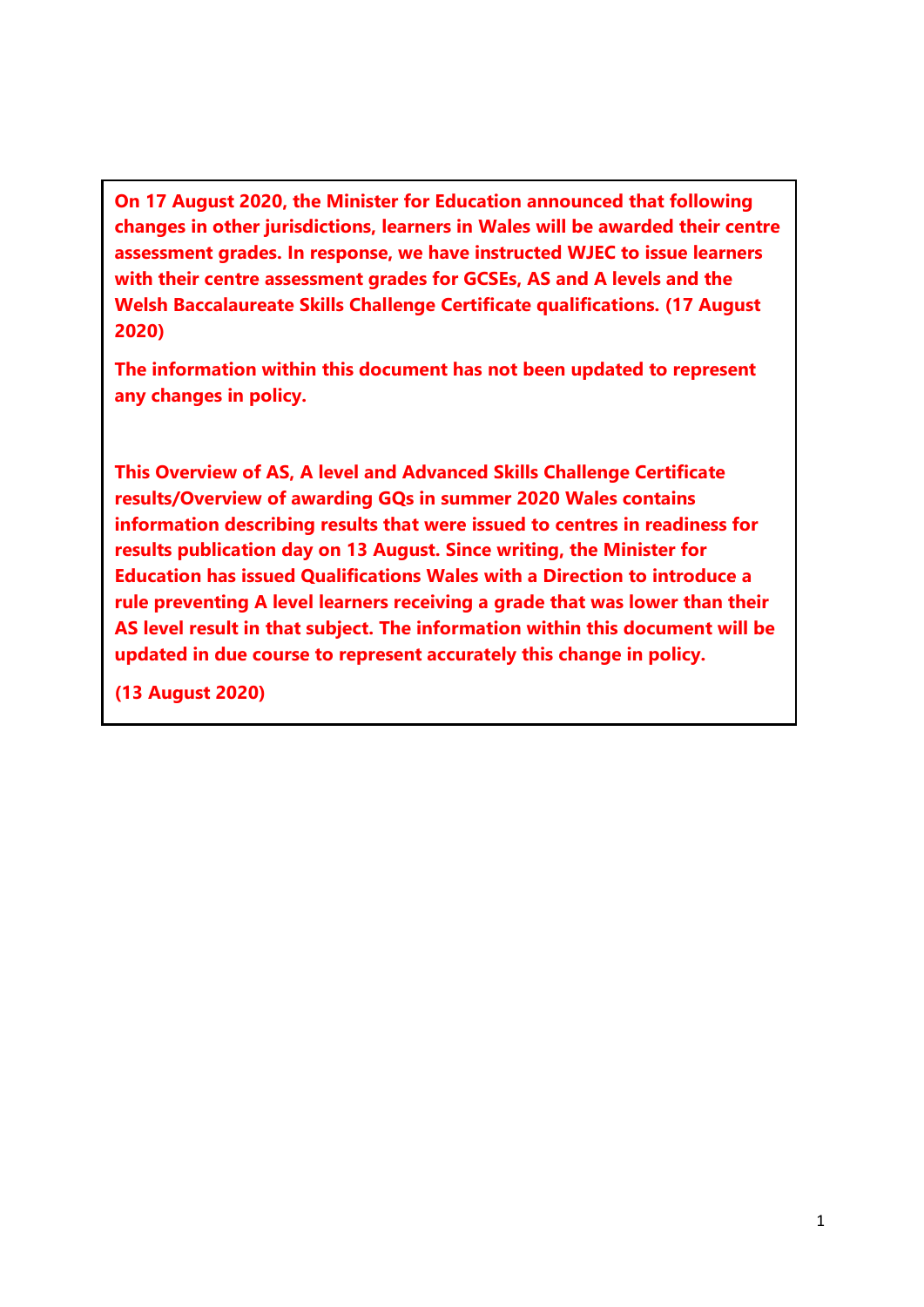**On 17 August 2020, the Minister for Education announced that following changes in other jurisdictions, learners in Wales will be awarded their centre assessment grades. In response, we have instructed WJEC to issue learners with their centre assessment grades for GCSEs, AS and A levels and the Welsh Baccalaureate Skills Challenge Certificate qualifications. (17 August 2020)**

**The information within this document has not been updated to represent any changes in policy.**

**This Overview of AS, A level and Advanced Skills Challenge Certificate results/Overview of awarding GQs in summer 2020 Wales contains information describing results that were issued to centres in readiness for results publication day on 13 August. Since writing, the Minister for Education has issued Qualifications Wales with a Direction to introduce a rule preventing A level learners receiving a grade that was lower than their AS level result in that subject. The information within this document will be updated in due course to represent accurately this change in policy.**

**(13 August 2020)**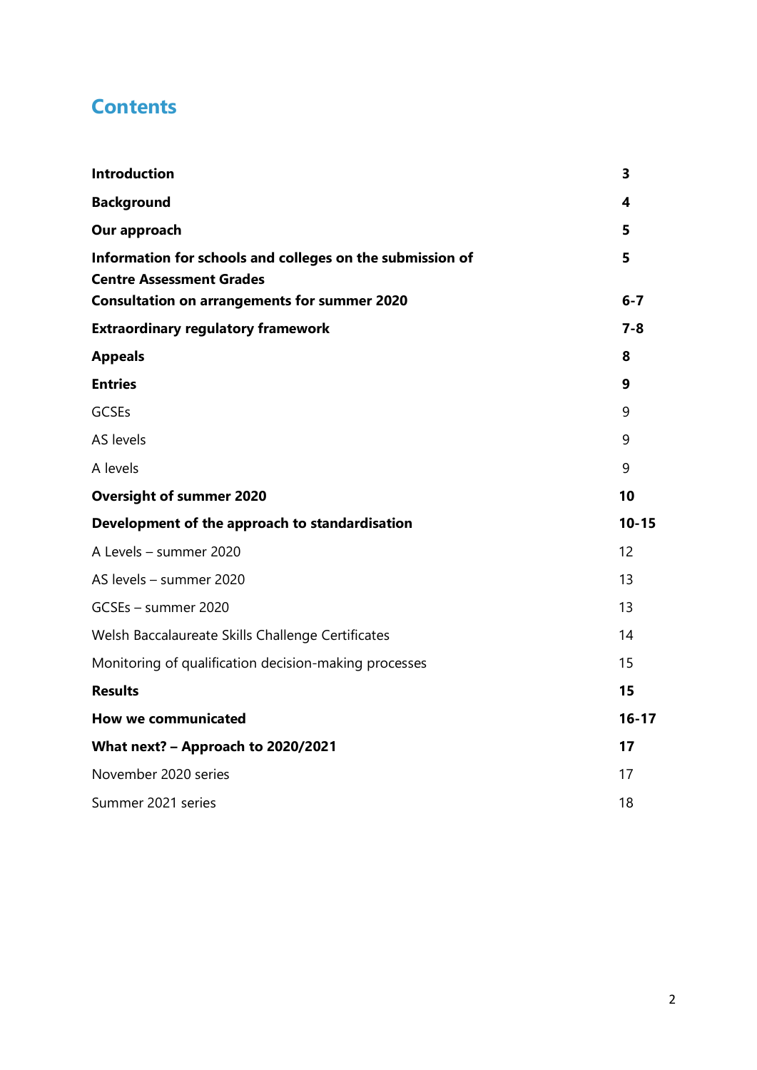# Contents

| | |
|---|---|
| **Introduction** | **3** |
| **Background** | **4** |
| **Our approach** | **5** |
| **Information for schools and colleges on the submission of Centre Assessment Grades** | **5** |
| **Consultation on arrangements for summer 2020** | **6-7** |
| **Extraordinary regulatory framework** | **7-8** |
| **Appeals** | **8** |
| **Entries** | **9** |
| GCSEs | 9 |
| AS levels | 9 |
| A levels | 9 |
| **Oversight of summer 2020** | **10** |
| **Development of the approach to standardisation** | **10-15** |
| A Levels – summer 2020 | 12 |
| AS levels – summer 2020 | 13 |
| GCSEs – summer 2020 | 13 |
| Welsh Baccalaureate Skills Challenge Certificates | 14 |
| Monitoring of qualification decision-making processes | 15 |
| **Results** | **15** |
| **How we communicated** | **16-17** |
| **What next? – Approach to 2020/2021** | **17** |
| November 2020 series | 17 |
| Summer 2021 series | 18 |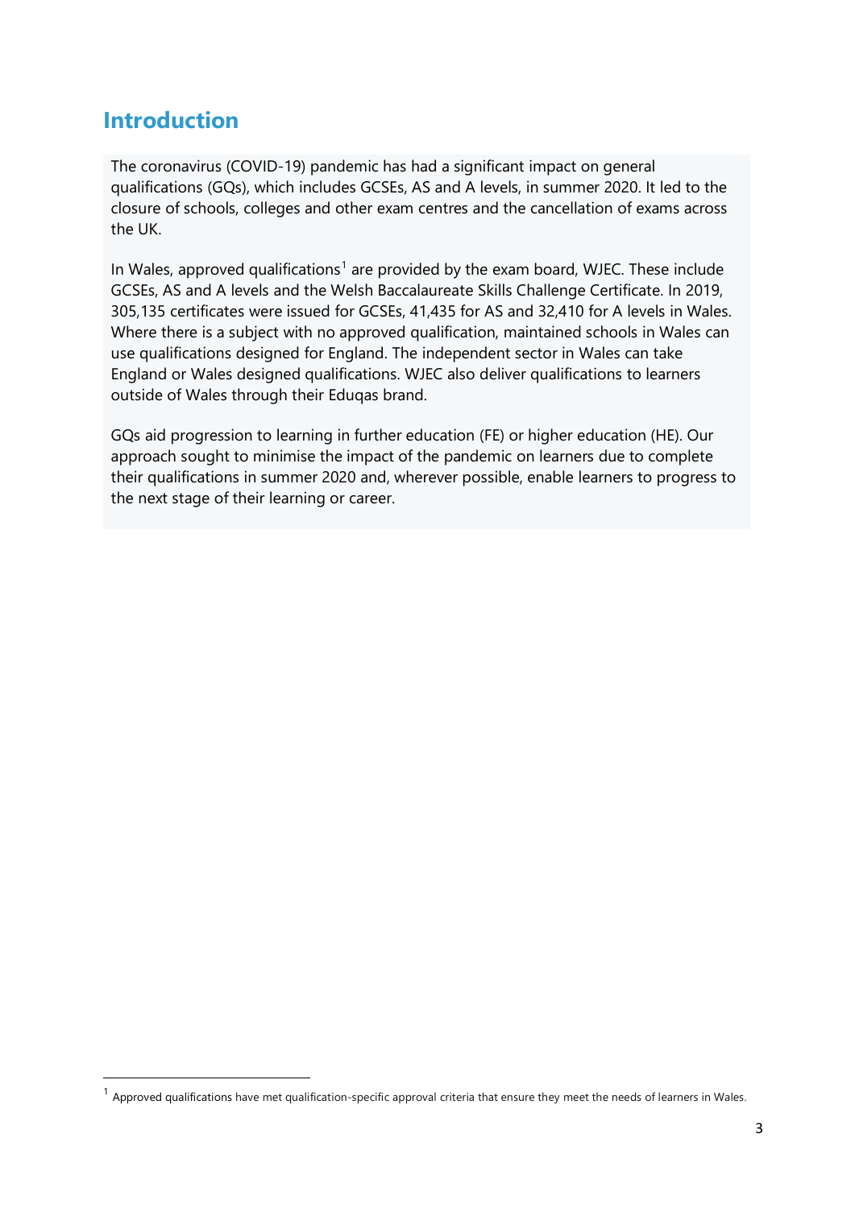## Introduction

The coronavirus (COVID-19) pandemic has had a significant impact on general qualifications (GQs), which includes GCSEs, AS and A levels, in summer 2020. It led to the closure of schools, colleges and other exam centres and the cancellation of exams across the UK.

In Wales, approved qualifications[1] are provided by the exam board, WJEC. These include GCSEs, AS and A levels and the Welsh Baccalaureate Skills Challenge Certificate. In 2019, 305,135 certificates were issued for GCSEs, 41,435 for AS and 32,410 for A levels in Wales. Where there is a subject with no approved qualification, maintained schools in Wales can use qualifications designed for England. The independent sector in Wales can take England or Wales designed qualifications. WJEC also deliver qualifications to learners outside of Wales through their Eduqas brand.

GQs aid progression to learning in further education (FE) or higher education (HE). Our approach sought to minimise the impact of the pandemic on learners due to complete their qualifications in summer 2020 and, wherever possible, enable learners to progress to the next stage of their learning or career.

[1] Approved qualifications have met qualification-specific approval criteria that ensure they meet the needs of learners in Wales.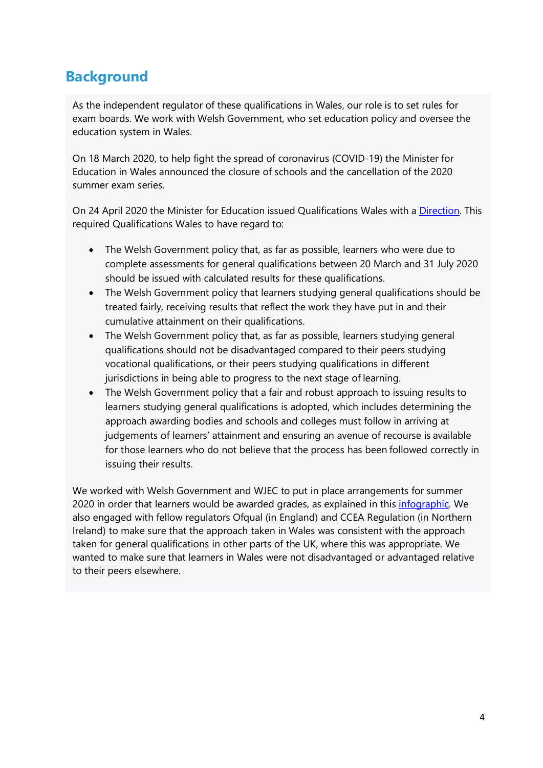## Background

As the independent regulator of these qualifications in Wales, our role is to set rules for exam boards. We work with Welsh Government, who set education policy and oversee the education system in Wales.

On 18 March 2020, to help fight the spread of coronavirus (COVID-19) the Minister for Education in Wales announced the closure of schools and the cancellation of the 2020 summer exam series.

On 24 April 2020 the Minister for Education issued Qualifications Wales with a Direction. This required Qualifications Wales to have regard to:

- The Welsh Government policy that, as far as possible, learners who were due to complete assessments for general qualifications between 20 March and 31 July 2020 should be issued with calculated results for these qualifications.
- The Welsh Government policy that learners studying general qualifications should be treated fairly, receiving results that reflect the work they have put in and their cumulative attainment on their qualifications.
- The Welsh Government policy that, as far as possible, learners studying general qualifications should not be disadvantaged compared to their peers studying vocational qualifications, or their peers studying qualifications in different jurisdictions in being able to progress to the next stage of learning.
- The Welsh Government policy that a fair and robust approach to issuing results to learners studying general qualifications is adopted, which includes determining the approach awarding bodies and schools and colleges must follow in arriving at judgements of learners' attainment and ensuring an avenue of recourse is available for those learners who do not believe that the process has been followed correctly in issuing their results.

We worked with Welsh Government and WJEC to put in place arrangements for summer 2020 in order that learners would be awarded grades, as explained in this infographic. We also engaged with fellow regulators Ofqual (in England) and CCEA Regulation (in Northern Ireland) to make sure that the approach taken in Wales was consistent with the approach taken for general qualifications in other parts of the UK, where this was appropriate. We wanted to make sure that learners in Wales were not disadvantaged or advantaged relative to their peers elsewhere.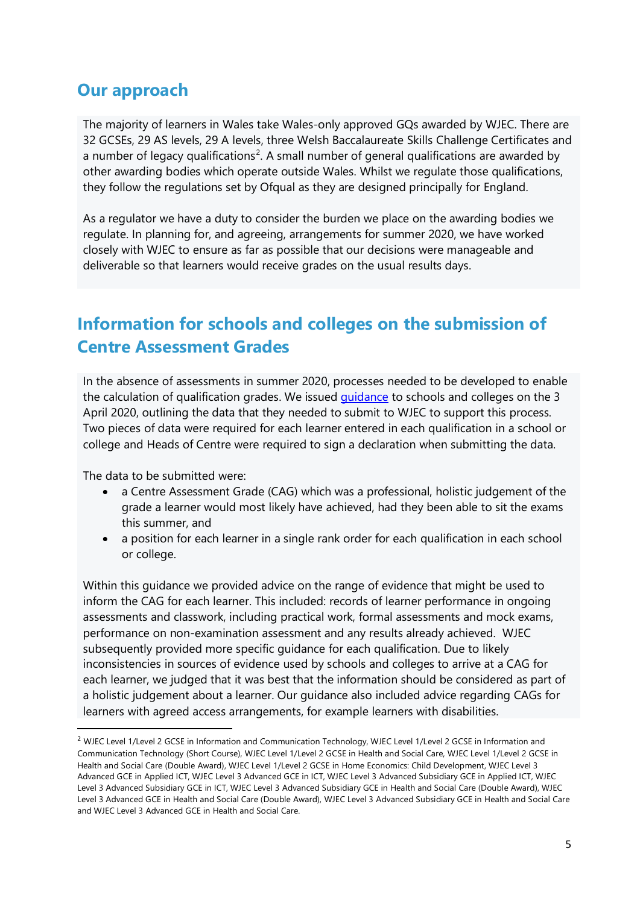## Our approach

The majority of learners in Wales take Wales-only approved GQs awarded by WJEC. There are 32 GCSEs, 29 AS levels, 29 A levels, three Welsh Baccalaureate Skills Challenge Certificates and a number of legacy qualifications[2]. A small number of general qualifications are awarded by other awarding bodies which operate outside Wales. Whilst we regulate those qualifications, they follow the regulations set by Ofqual as they are designed principally for England.

As a regulator we have a duty to consider the burden we place on the awarding bodies we regulate. In planning for, and agreeing, arrangements for summer 2020, we have worked closely with WJEC to ensure as far as possible that our decisions were manageable and deliverable so that learners would receive grades on the usual results days.

## Information for schools and colleges on the submission of Centre Assessment Grades

In the absence of assessments in summer 2020, processes needed to be developed to enable the calculation of qualification grades. We issued guidance to schools and colleges on the 3 April 2020, outlining the data that they needed to submit to WJEC to support this process. Two pieces of data were required for each learner entered in each qualification in a school or college and Heads of Centre were required to sign a declaration when submitting the data.

The data to be submitted were:

- a Centre Assessment Grade (CAG) which was a professional, holistic judgement of the grade a learner would most likely have achieved, had they been able to sit the exams this summer, and
- a position for each learner in a single rank order for each qualification in each school or college.

Within this guidance we provided advice on the range of evidence that might be used to inform the CAG for each learner. This included: records of learner performance in ongoing assessments and classwork, including practical work, formal assessments and mock exams, performance on non-examination assessment and any results already achieved. WJEC subsequently provided more specific guidance for each qualification. Due to likely inconsistencies in sources of evidence used by schools and colleges to arrive at a CAG for each learner, we judged that it was best that the information should be considered as part of a holistic judgement about a learner. Our guidance also included advice regarding CAGs for learners with agreed access arrangements, for example learners with disabilities.

---

[2] WJEC Level 1/Level 2 GCSE in Information and Communication Technology, WJEC Level 1/Level 2 GCSE in Information and Communication Technology (Short Course), WJEC Level 1/Level 2 GCSE in Health and Social Care, WJEC Level 1/Level 2 GCSE in Health and Social Care (Double Award), WJEC Level 1/Level 2 GCSE in Home Economics: Child Development, WJEC Level 3 Advanced GCE in Applied ICT, WJEC Level 3 Advanced GCE in ICT, WJEC Level 3 Advanced Subsidiary GCE in Applied ICT, WJEC Level 3 Advanced Subsidiary GCE in ICT, WJEC Level 3 Advanced Subsidiary GCE in Health and Social Care (Double Award), WJEC Level 3 Advanced GCE in Health and Social Care (Double Award), WJEC Level 3 Advanced Subsidiary GCE in Health and Social Care and WJEC Level 3 Advanced GCE in Health and Social Care.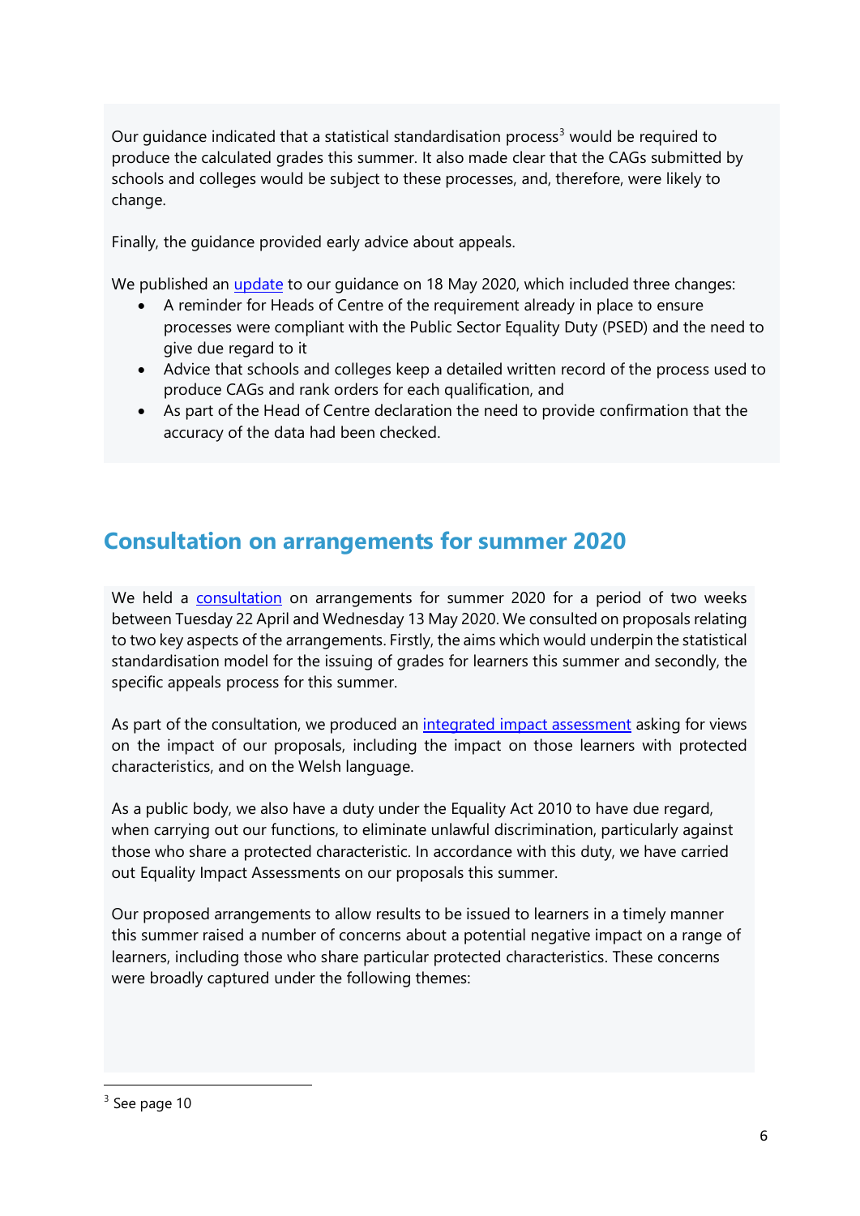Our guidance indicated that a statistical standardisation process[3] would be required to produce the calculated grades this summer. It also made clear that the CAGs submitted by schools and colleges would be subject to these processes, and, therefore, were likely to change.

Finally, the guidance provided early advice about appeals.

We published an update to our guidance on 18 May 2020, which included three changes:

- A reminder for Heads of Centre of the requirement already in place to ensure processes were compliant with the Public Sector Equality Duty (PSED) and the need to give due regard to it
- Advice that schools and colleges keep a detailed written record of the process used to produce CAGs and rank orders for each qualification, and
- As part of the Head of Centre declaration the need to provide confirmation that the accuracy of the data had been checked.

## Consultation on arrangements for summer 2020

We held a consultation on arrangements for summer 2020 for a period of two weeks between Tuesday 22 April and Wednesday 13 May 2020. We consulted on proposals relating to two key aspects of the arrangements. Firstly, the aims which would underpin the statistical standardisation model for the issuing of grades for learners this summer and secondly, the specific appeals process for this summer.

As part of the consultation, we produced an integrated impact assessment asking for views on the impact of our proposals, including the impact on those learners with protected characteristics, and on the Welsh language.

As a public body, we also have a duty under the Equality Act 2010 to have due regard, when carrying out our functions, to eliminate unlawful discrimination, particularly against those who share a protected characteristic. In accordance with this duty, we have carried out Equality Impact Assessments on our proposals this summer.

Our proposed arrangements to allow results to be issued to learners in a timely manner this summer raised a number of concerns about a potential negative impact on a range of learners, including those who share particular protected characteristics. These concerns were broadly captured under the following themes:

[3] See page 10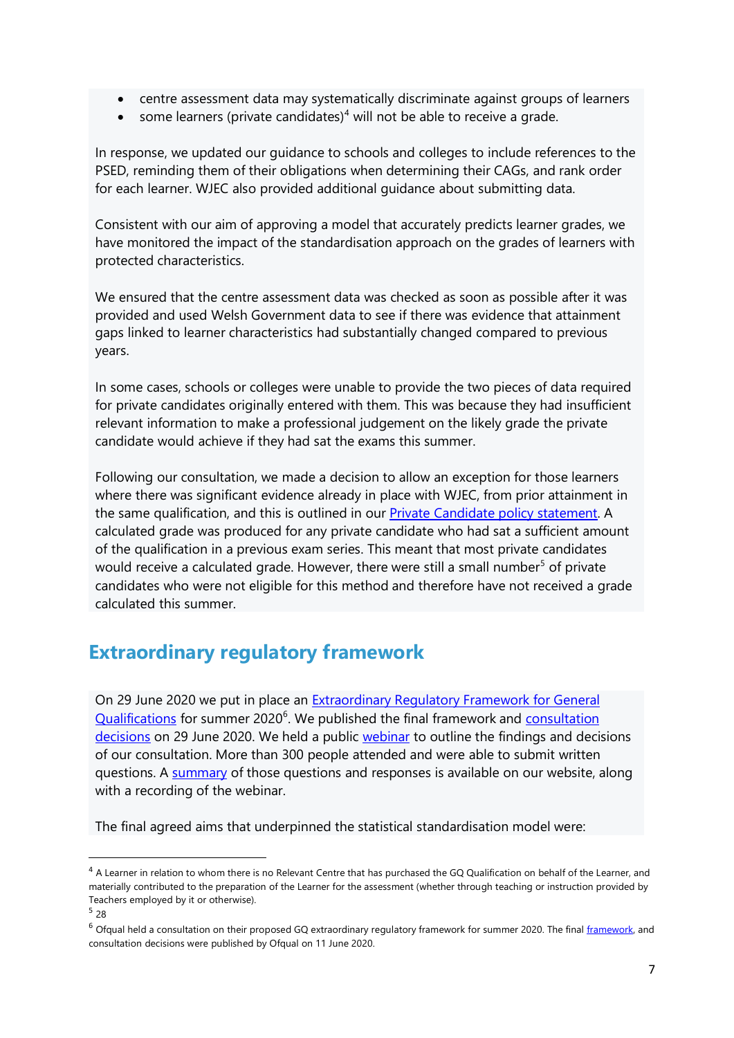- centre assessment data may systematically discriminate against groups of learners
- some learners (private candidates)[4] will not be able to receive a grade.

In response, we updated our guidance to schools and colleges to include references to the PSED, reminding them of their obligations when determining their CAGs, and rank order for each learner. WJEC also provided additional guidance about submitting data.

Consistent with our aim of approving a model that accurately predicts learner grades, we have monitored the impact of the standardisation approach on the grades of learners with protected characteristics.

We ensured that the centre assessment data was checked as soon as possible after it was provided and used Welsh Government data to see if there was evidence that attainment gaps linked to learner characteristics had substantially changed compared to previous years.

In some cases, schools or colleges were unable to provide the two pieces of data required for private candidates originally entered with them. This was because they had insufficient relevant information to make a professional judgement on the likely grade the private candidate would achieve if they had sat the exams this summer.

Following our consultation, we made a decision to allow an exception for those learners where there was significant evidence already in place with WJEC, from prior attainment in the same qualification, and this is outlined in our Private Candidate policy statement. A calculated grade was produced for any private candidate who had sat a sufficient amount of the qualification in a previous exam series. This meant that most private candidates would receive a calculated grade. However, there were still a small number[5] of private candidates who were not eligible for this method and therefore have not received a grade calculated this summer.

## Extraordinary regulatory framework

On 29 June 2020 we put in place an Extraordinary Regulatory Framework for General Qualifications for summer 2020[6]. We published the final framework and consultation decisions on 29 June 2020. We held a public webinar to outline the findings and decisions of our consultation. More than 300 people attended and were able to submit written questions. A summary of those questions and responses is available on our website, along with a recording of the webinar.

The final agreed aims that underpinned the statistical standardisation model were:

---

[4] A Learner in relation to whom there is no Relevant Centre that has purchased the GQ Qualification on behalf of the Learner, and materially contributed to the preparation of the Learner for the assessment (whether through teaching or instruction provided by Teachers employed by it or otherwise).

[5] 28

[6] Ofqual held a consultation on their proposed GQ extraordinary regulatory framework for summer 2020. The final framework, and consultation decisions were published by Ofqual on 11 June 2020.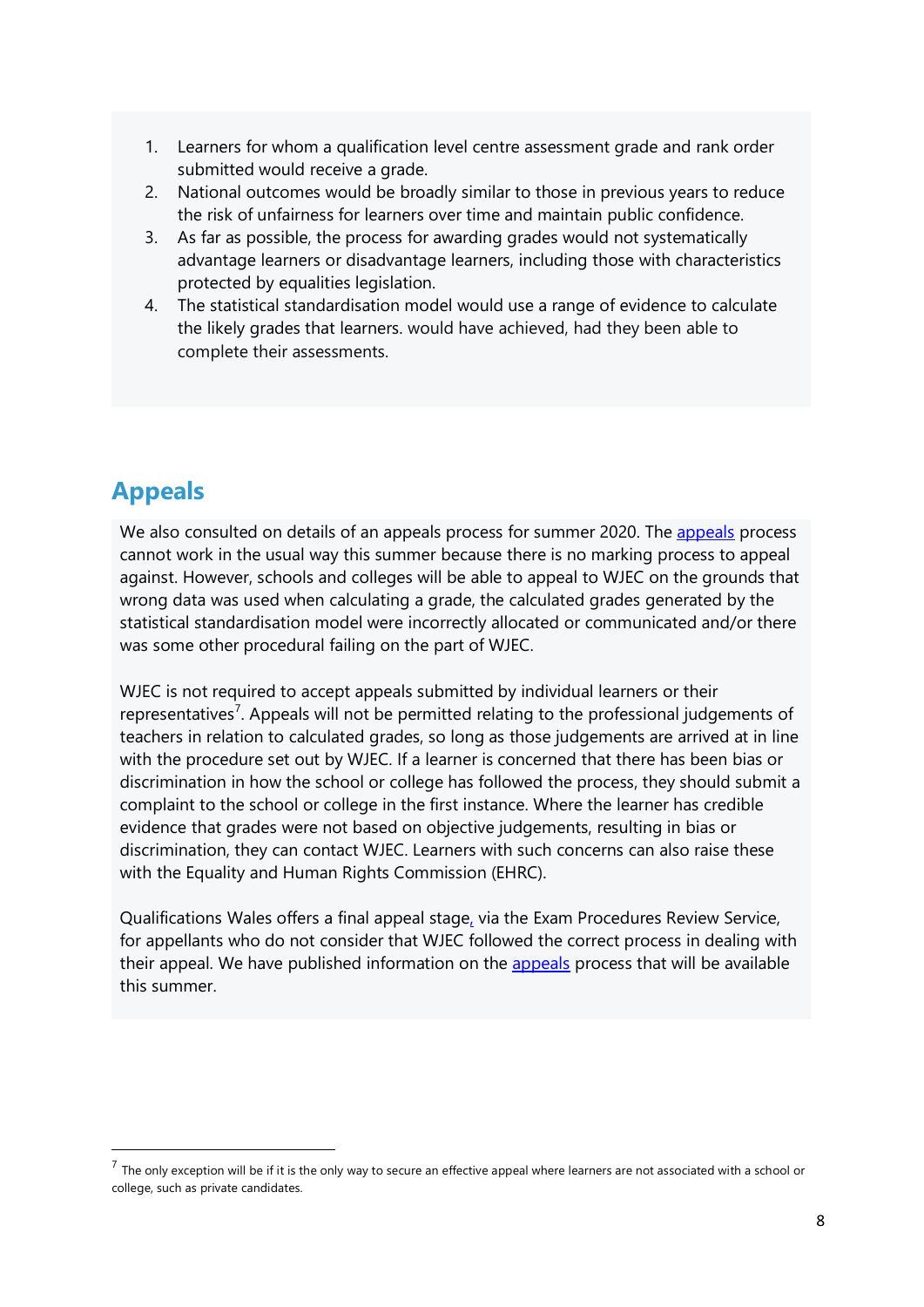1. Learners for whom a qualification level centre assessment grade and rank order submitted would receive a grade.
2. National outcomes would be broadly similar to those in previous years to reduce the risk of unfairness for learners over time and maintain public confidence.
3. As far as possible, the process for awarding grades would not systematically advantage learners or disadvantage learners, including those with characteristics protected by equalities legislation.
4. The statistical standardisation model would use a range of evidence to calculate the likely grades that learners. would have achieved, had they been able to complete their assessments.

## Appeals

We also consulted on details of an appeals process for summer 2020. The appeals process cannot work in the usual way this summer because there is no marking process to appeal against. However, schools and colleges will be able to appeal to WJEC on the grounds that wrong data was used when calculating a grade, the calculated grades generated by the statistical standardisation model were incorrectly allocated or communicated and/or there was some other procedural failing on the part of WJEC.

WJEC is not required to accept appeals submitted by individual learners or their representatives[7]. Appeals will not be permitted relating to the professional judgements of teachers in relation to calculated grades, so long as those judgements are arrived at in line with the procedure set out by WJEC. If a learner is concerned that there has been bias or discrimination in how the school or college has followed the process, they should submit a complaint to the school or college in the first instance. Where the learner has credible evidence that grades were not based on objective judgements, resulting in bias or discrimination, they can contact WJEC. Learners with such concerns can also raise these with the Equality and Human Rights Commission (EHRC).

Qualifications Wales offers a final appeal stage, via the Exam Procedures Review Service, for appellants who do not consider that WJEC followed the correct process in dealing with their appeal. We have published information on the appeals process that will be available this summer.

[7] The only exception will be if it is the only way to secure an effective appeal where learners are not associated with a school or college, such as private candidates.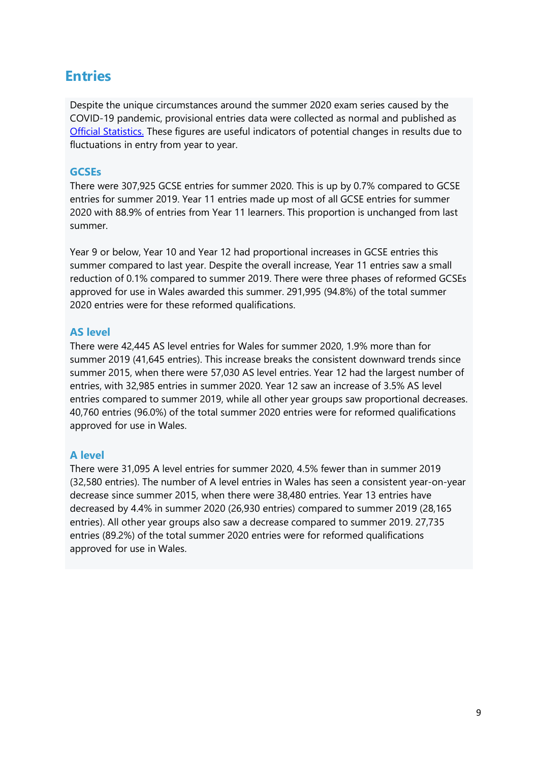## Entries

Despite the unique circumstances around the summer 2020 exam series caused by the COVID-19 pandemic, provisional entries data were collected as normal and published as [Official Statistics.](#) These figures are useful indicators of potential changes in results due to fluctuations in entry from year to year.

### GCSEs

There were 307,925 GCSE entries for summer 2020. This is up by 0.7% compared to GCSE entries for summer 2019. Year 11 entries made up most of all GCSE entries for summer 2020 with 88.9% of entries from Year 11 learners. This proportion is unchanged from last summer.

Year 9 or below, Year 10 and Year 12 had proportional increases in GCSE entries this summer compared to last year. Despite the overall increase, Year 11 entries saw a small reduction of 0.1% compared to summer 2019. There were three phases of reformed GCSEs approved for use in Wales awarded this summer. 291,995 (94.8%) of the total summer 2020 entries were for these reformed qualifications.

### AS level

There were 42,445 AS level entries for Wales for summer 2020, 1.9% more than for summer 2019 (41,645 entries). This increase breaks the consistent downward trends since summer 2015, when there were 57,030 AS level entries. Year 12 had the largest number of entries, with 32,985 entries in summer 2020. Year 12 saw an increase of 3.5% AS level entries compared to summer 2019, while all other year groups saw proportional decreases. 40,760 entries (96.0%) of the total summer 2020 entries were for reformed qualifications approved for use in Wales.

### A level

There were 31,095 A level entries for summer 2020, 4.5% fewer than in summer 2019 (32,580 entries). The number of A level entries in Wales has seen a consistent year-on-year decrease since summer 2015, when there were 38,480 entries. Year 13 entries have decreased by 4.4% in summer 2020 (26,930 entries) compared to summer 2019 (28,165 entries). All other year groups also saw a decrease compared to summer 2019. 27,735 entries (89.2%) of the total summer 2020 entries were for reformed qualifications approved for use in Wales.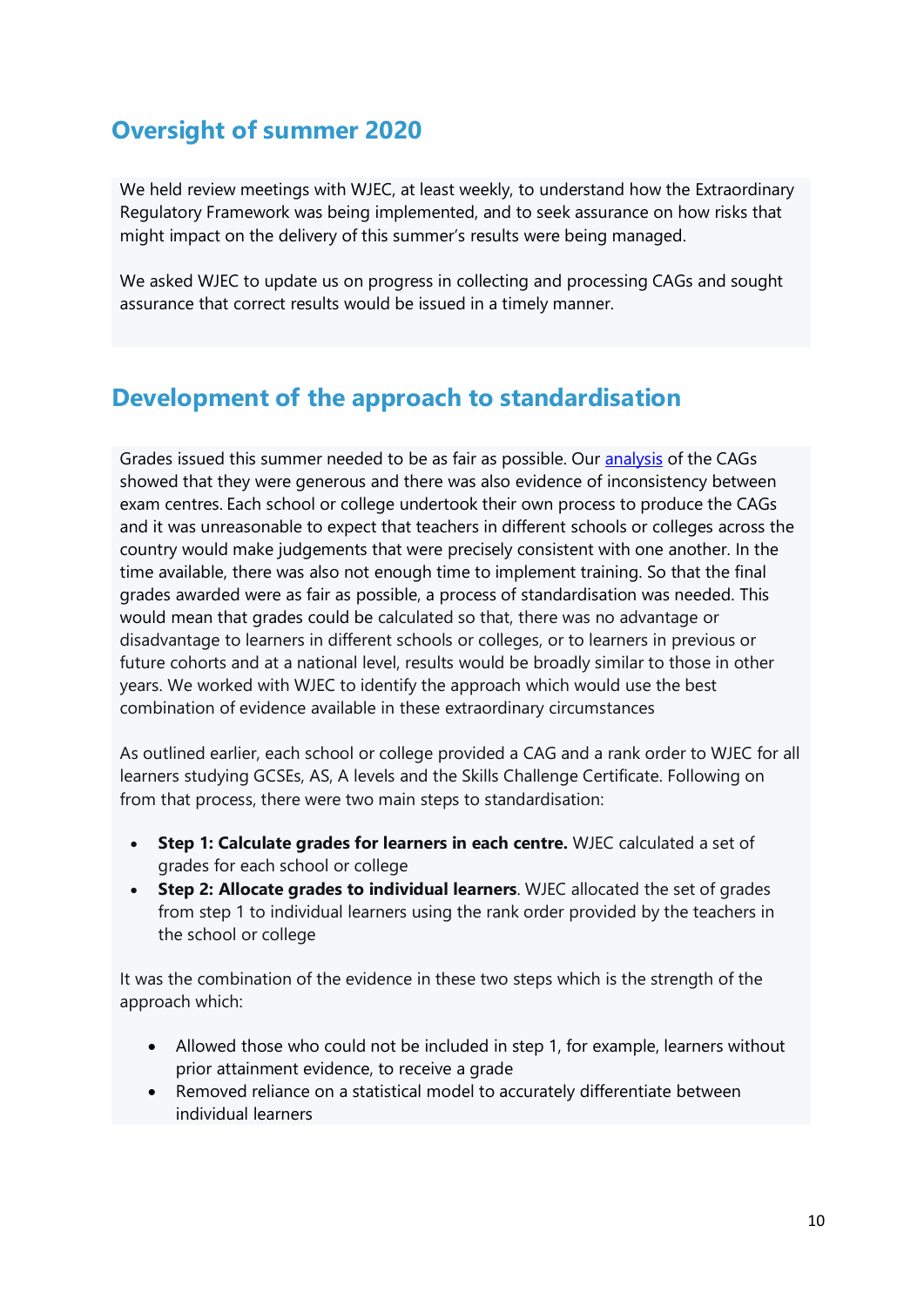## Oversight of summer 2020

We held review meetings with WJEC, at least weekly, to understand how the Extraordinary Regulatory Framework was being implemented, and to seek assurance on how risks that might impact on the delivery of this summer's results were being managed.

We asked WJEC to update us on progress in collecting and processing CAGs and sought assurance that correct results would be issued in a timely manner.

## Development of the approach to standardisation

Grades issued this summer needed to be as fair as possible. Our analysis of the CAGs showed that they were generous and there was also evidence of inconsistency between exam centres. Each school or college undertook their own process to produce the CAGs and it was unreasonable to expect that teachers in different schools or colleges across the country would make judgements that were precisely consistent with one another. In the time available, there was also not enough time to implement training. So that the final grades awarded were as fair as possible, a process of standardisation was needed. This would mean that grades could be calculated so that, there was no advantage or disadvantage to learners in different schools or colleges, or to learners in previous or future cohorts and at a national level, results would be broadly similar to those in other years. We worked with WJEC to identify the approach which would use the best combination of evidence available in these extraordinary circumstances

As outlined earlier, each school or college provided a CAG and a rank order to WJEC for all learners studying GCSEs, AS, A levels and the Skills Challenge Certificate. Following on from that process, there were two main steps to standardisation:

- **Step 1: Calculate grades for learners in each centre.** WJEC calculated a set of grades for each school or college
- **Step 2: Allocate grades to individual learners**. WJEC allocated the set of grades from step 1 to individual learners using the rank order provided by the teachers in the school or college

It was the combination of the evidence in these two steps which is the strength of the approach which:

- Allowed those who could not be included in step 1, for example, learners without prior attainment evidence, to receive a grade
- Removed reliance on a statistical model to accurately differentiate between individual learners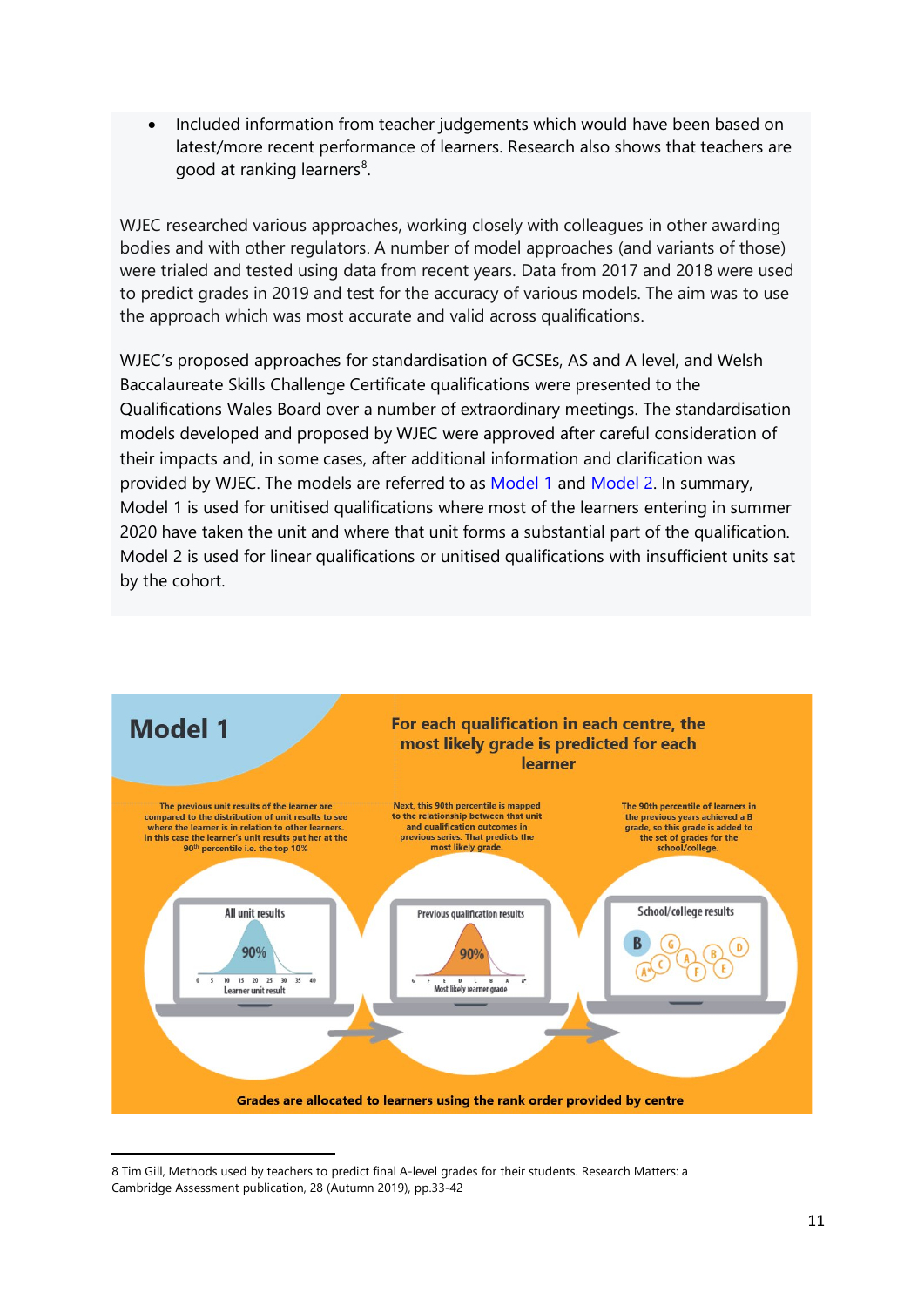- Included information from teacher judgements which would have been based on latest/more recent performance of learners. Research also shows that teachers are good at ranking learners[8].

WJEC researched various approaches, working closely with colleagues in other awarding bodies and with other regulators. A number of model approaches (and variants of those) were trialed and tested using data from recent years. Data from 2017 and 2018 were used to predict grades in 2019 and test for the accuracy of various models. The aim was to use the approach which was most accurate and valid across qualifications.

WJEC's proposed approaches for standardisation of GCSEs, AS and A level, and Welsh Baccalaureate Skills Challenge Certificate qualifications were presented to the Qualifications Wales Board over a number of extraordinary meetings. The standardisation models developed and proposed by WJEC were approved after careful consideration of their impacts and, in some cases, after additional information and clarification was provided by WJEC. The models are referred to as Model 1 and Model 2. In summary, Model 1 is used for unitised qualifications where most of the learners entering in summer 2020 have taken the unit and where that unit forms a substantial part of the qualification. Model 2 is used for linear qualifications or unitised qualifications with insufficient units sat by the cohort.

## Model 1

**For each qualification in each centre, the most likely grade is predicted for each learner**

The previous unit results of the learner are compared to the distribution of unit results to see where the learner is in relation to other learners. In this case the learner's unit results put her at the 90th percentile i.e. the top 10%

Next, this 90th percentile is mapped to the relationship between that unit and qualification outcomes in previous series. That predicts the most likely grade.

The 90th percentile of learners in the previous years achieved a B grade, so this grade is added to the set of grades for the school/college.

All unit results — 90% — Learner unit result

Previous qualification results — 90% — Most likely learner grade

School/college results — B, G, A*, C, A, F, B, E, D

**Grades are allocated to learners using the rank order provided by centre**

---

8 Tim Gill, Methods used by teachers to predict final A-level grades for their students. Research Matters: a Cambridge Assessment publication, 28 (Autumn 2019), pp.33-42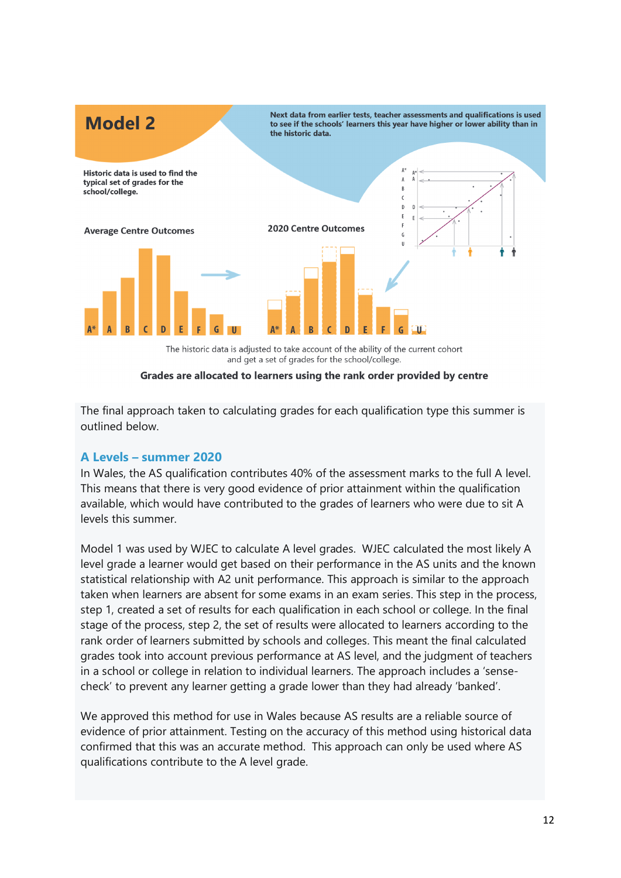## Model 2

Historic data is used to find the typical set of grades for the school/college.

Next data from earlier tests, teacher assessments and qualifications is used to see if the schools' learners this year have higher or lower ability than in the historic data.

Average Centre Outcomes

2020 Centre Outcomes

The historic data is adjusted to take account of the ability of the current cohort and get a set of grades for the school/college.

**Grades are allocated to learners using the rank order provided by centre**

The final approach taken to calculating grades for each qualification type this summer is outlined below.

### A Levels – summer 2020

In Wales, the AS qualification contributes 40% of the assessment marks to the full A level. This means that there is very good evidence of prior attainment within the qualification available, which would have contributed to the grades of learners who were due to sit A levels this summer.

Model 1 was used by WJEC to calculate A level grades. WJEC calculated the most likely A level grade a learner would get based on their performance in the AS units and the known statistical relationship with A2 unit performance. This approach is similar to the approach taken when learners are absent for some exams in an exam series. This step in the process, step 1, created a set of results for each qualification in each school or college. In the final stage of the process, step 2, the set of results were allocated to learners according to the rank order of learners submitted by schools and colleges. This meant the final calculated grades took into account previous performance at AS level, and the judgment of teachers in a school or college in relation to individual learners. The approach includes a 'sense-check' to prevent any learner getting a grade lower than they had already 'banked'.

We approved this method for use in Wales because AS results are a reliable source of evidence of prior attainment. Testing on the accuracy of this method using historical data confirmed that this was an accurate method. This approach can only be used where AS qualifications contribute to the A level grade.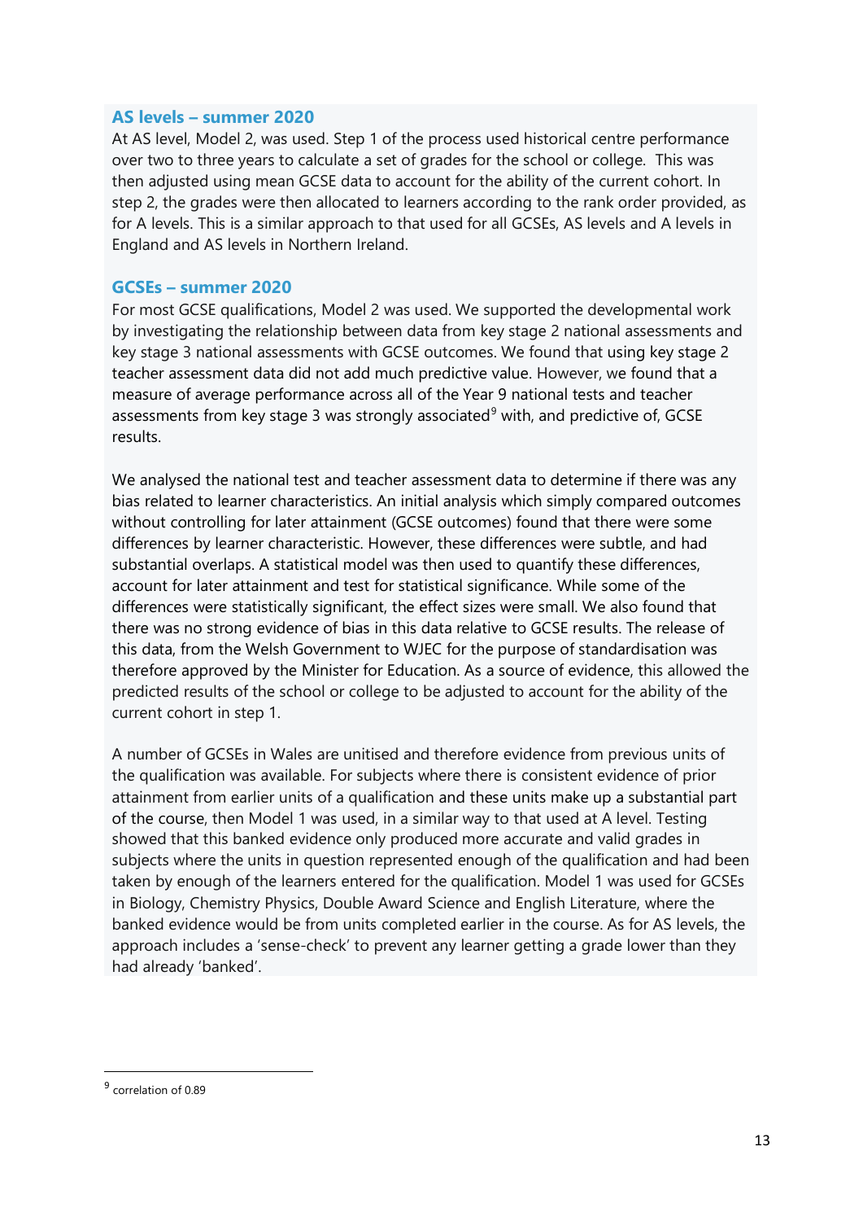### AS levels – summer 2020

At AS level, Model 2, was used. Step 1 of the process used historical centre performance over two to three years to calculate a set of grades for the school or college. This was then adjusted using mean GCSE data to account for the ability of the current cohort. In step 2, the grades were then allocated to learners according to the rank order provided, as for A levels. This is a similar approach to that used for all GCSEs, AS levels and A levels in England and AS levels in Northern Ireland.

### GCSEs – summer 2020

For most GCSE qualifications, Model 2 was used. We supported the developmental work by investigating the relationship between data from key stage 2 national assessments and key stage 3 national assessments with GCSE outcomes. We found that using key stage 2 teacher assessment data did not add much predictive value. However, we found that a measure of average performance across all of the Year 9 national tests and teacher assessments from key stage 3 was strongly associated[9] with, and predictive of, GCSE results.

We analysed the national test and teacher assessment data to determine if there was any bias related to learner characteristics. An initial analysis which simply compared outcomes without controlling for later attainment (GCSE outcomes) found that there were some differences by learner characteristic. However, these differences were subtle, and had substantial overlaps. A statistical model was then used to quantify these differences, account for later attainment and test for statistical significance. While some of the differences were statistically significant, the effect sizes were small. We also found that there was no strong evidence of bias in this data relative to GCSE results. The release of this data, from the Welsh Government to WJEC for the purpose of standardisation was therefore approved by the Minister for Education. As a source of evidence, this allowed the predicted results of the school or college to be adjusted to account for the ability of the current cohort in step 1.

A number of GCSEs in Wales are unitised and therefore evidence from previous units of the qualification was available. For subjects where there is consistent evidence of prior attainment from earlier units of a qualification and these units make up a substantial part of the course, then Model 1 was used, in a similar way to that used at A level. Testing showed that this banked evidence only produced more accurate and valid grades in subjects where the units in question represented enough of the qualification and had been taken by enough of the learners entered for the qualification. Model 1 was used for GCSEs in Biology, Chemistry Physics, Double Award Science and English Literature, where the banked evidence would be from units completed earlier in the course. As for AS levels, the approach includes a 'sense-check' to prevent any learner getting a grade lower than they had already 'banked'.

---

[9] correlation of 0.89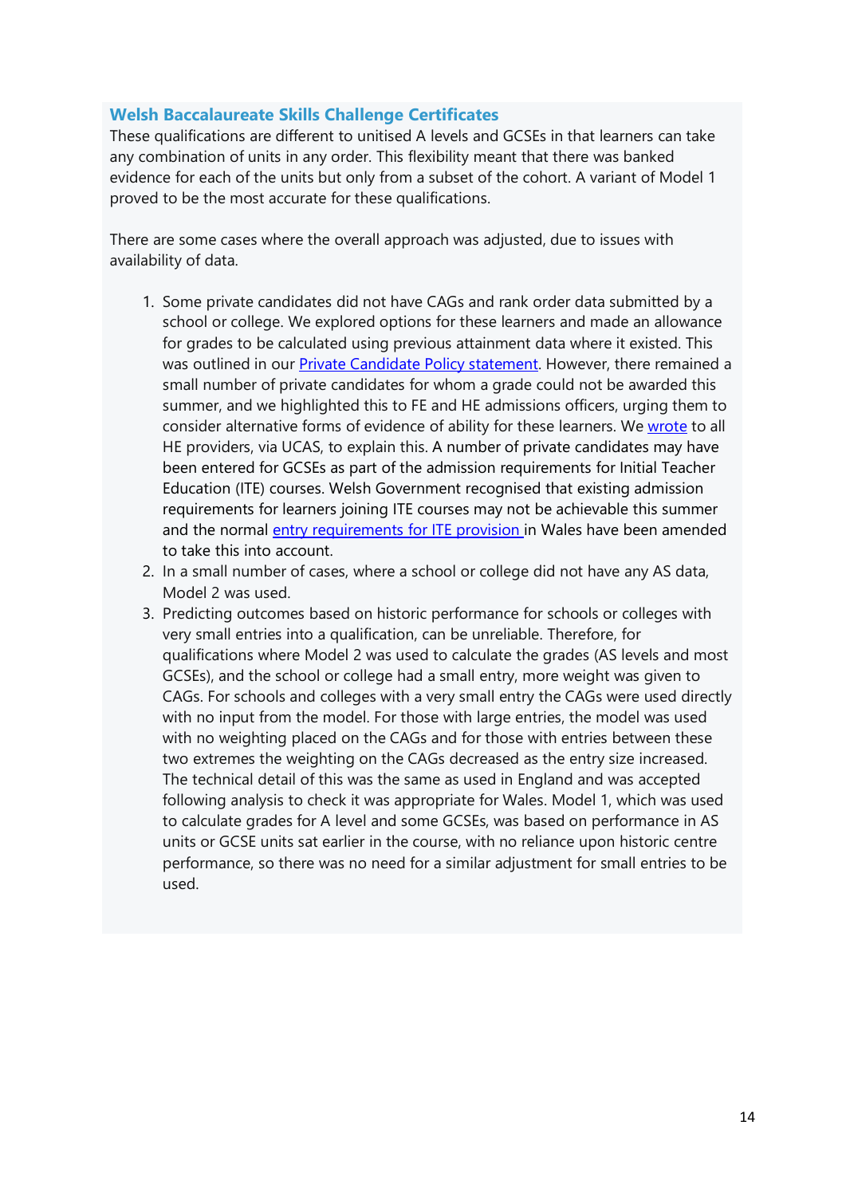### Welsh Baccalaureate Skills Challenge Certificates

These qualifications are different to unitised A levels and GCSEs in that learners can take any combination of units in any order. This flexibility meant that there was banked evidence for each of the units but only from a subset of the cohort. A variant of Model 1 proved to be the most accurate for these qualifications.

There are some cases where the overall approach was adjusted, due to issues with availability of data.

1. Some private candidates did not have CAGs and rank order data submitted by a school or college. We explored options for these learners and made an allowance for grades to be calculated using previous attainment data where it existed. This was outlined in our Private Candidate Policy statement. However, there remained a small number of private candidates for whom a grade could not be awarded this summer, and we highlighted this to FE and HE admissions officers, urging them to consider alternative forms of evidence of ability for these learners. We wrote to all HE providers, via UCAS, to explain this. A number of private candidates may have been entered for GCSEs as part of the admission requirements for Initial Teacher Education (ITE) courses. Welsh Government recognised that existing admission requirements for learners joining ITE courses may not be achievable this summer and the normal entry requirements for ITE provision in Wales have been amended to take this into account.
2. In a small number of cases, where a school or college did not have any AS data, Model 2 was used.
3. Predicting outcomes based on historic performance for schools or colleges with very small entries into a qualification, can be unreliable. Therefore, for qualifications where Model 2 was used to calculate the grades (AS levels and most GCSEs), and the school or college had a small entry, more weight was given to CAGs. For schools and colleges with a very small entry the CAGs were used directly with no input from the model. For those with large entries, the model was used with no weighting placed on the CAGs and for those with entries between these two extremes the weighting on the CAGs decreased as the entry size increased. The technical detail of this was the same as used in England and was accepted following analysis to check it was appropriate for Wales. Model 1, which was used to calculate grades for A level and some GCSEs, was based on performance in AS units or GCSE units sat earlier in the course, with no reliance upon historic centre performance, so there was no need for a similar adjustment for small entries to be used.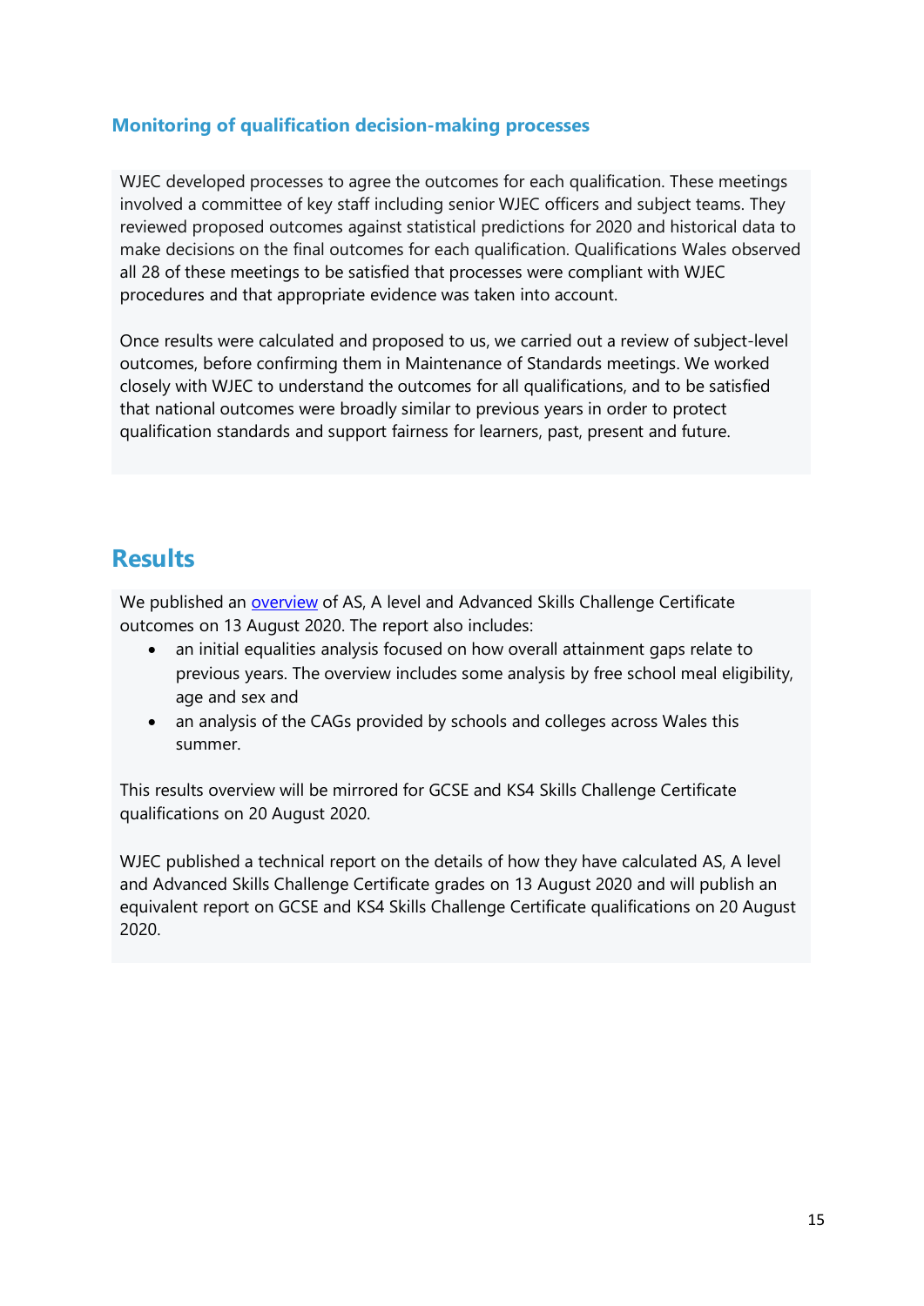### Monitoring of qualification decision-making processes

WJEC developed processes to agree the outcomes for each qualification. These meetings involved a committee of key staff including senior WJEC officers and subject teams. They reviewed proposed outcomes against statistical predictions for 2020 and historical data to make decisions on the final outcomes for each qualification. Qualifications Wales observed all 28 of these meetings to be satisfied that processes were compliant with WJEC procedures and that appropriate evidence was taken into account.

Once results were calculated and proposed to us, we carried out a review of subject-level outcomes, before confirming them in Maintenance of Standards meetings. We worked closely with WJEC to understand the outcomes for all qualifications, and to be satisfied that national outcomes were broadly similar to previous years in order to protect qualification standards and support fairness for learners, past, present and future.

## Results

We published an overview of AS, A level and Advanced Skills Challenge Certificate outcomes on 13 August 2020. The report also includes:

- an initial equalities analysis focused on how overall attainment gaps relate to previous years. The overview includes some analysis by free school meal eligibility, age and sex and
- an analysis of the CAGs provided by schools and colleges across Wales this summer.

This results overview will be mirrored for GCSE and KS4 Skills Challenge Certificate qualifications on 20 August 2020.

WJEC published a technical report on the details of how they have calculated AS, A level and Advanced Skills Challenge Certificate grades on 13 August 2020 and will publish an equivalent report on GCSE and KS4 Skills Challenge Certificate qualifications on 20 August 2020.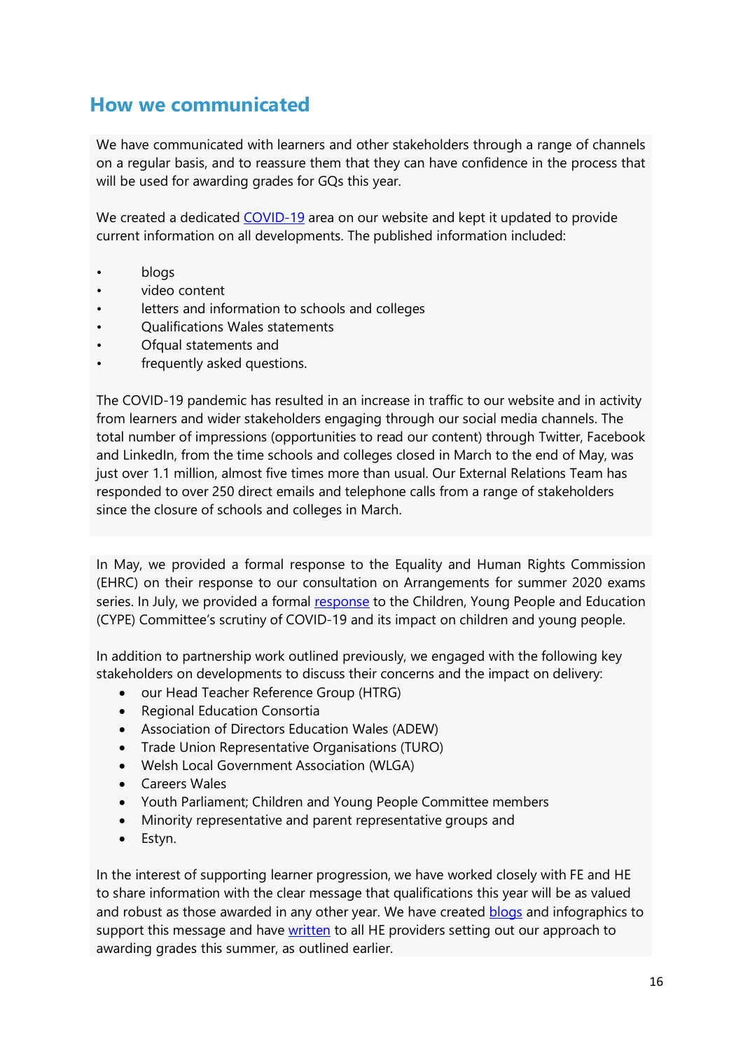## How we communicated

We have communicated with learners and other stakeholders through a range of channels on a regular basis, and to reassure them that they can have confidence in the process that will be used for awarding grades for GQs this year.

We created a dedicated COVID-19 area on our website and kept it updated to provide current information on all developments. The published information included:

- blogs
- video content
- letters and information to schools and colleges
- Qualifications Wales statements
- Ofqual statements and
- frequently asked questions.

The COVID-19 pandemic has resulted in an increase in traffic to our website and in activity from learners and wider stakeholders engaging through our social media channels. The total number of impressions (opportunities to read our content) through Twitter, Facebook and LinkedIn, from the time schools and colleges closed in March to the end of May, was just over 1.1 million, almost five times more than usual. Our External Relations Team has responded to over 250 direct emails and telephone calls from a range of stakeholders since the closure of schools and colleges in March.

In May, we provided a formal response to the Equality and Human Rights Commission (EHRC) on their response to our consultation on Arrangements for summer 2020 exams series. In July, we provided a formal response to the Children, Young People and Education (CYPE) Committee's scrutiny of COVID-19 and its impact on children and young people.

In addition to partnership work outlined previously, we engaged with the following key stakeholders on developments to discuss their concerns and the impact on delivery:

- our Head Teacher Reference Group (HTRG)
- Regional Education Consortia
- Association of Directors Education Wales (ADEW)
- Trade Union Representative Organisations (TURO)
- Welsh Local Government Association (WLGA)
- Careers Wales
- Youth Parliament; Children and Young People Committee members
- Minority representative and parent representative groups and
- Estyn.

In the interest of supporting learner progression, we have worked closely with FE and HE to share information with the clear message that qualifications this year will be as valued and robust as those awarded in any other year. We have created blogs and infographics to support this message and have written to all HE providers setting out our approach to awarding grades this summer, as outlined earlier.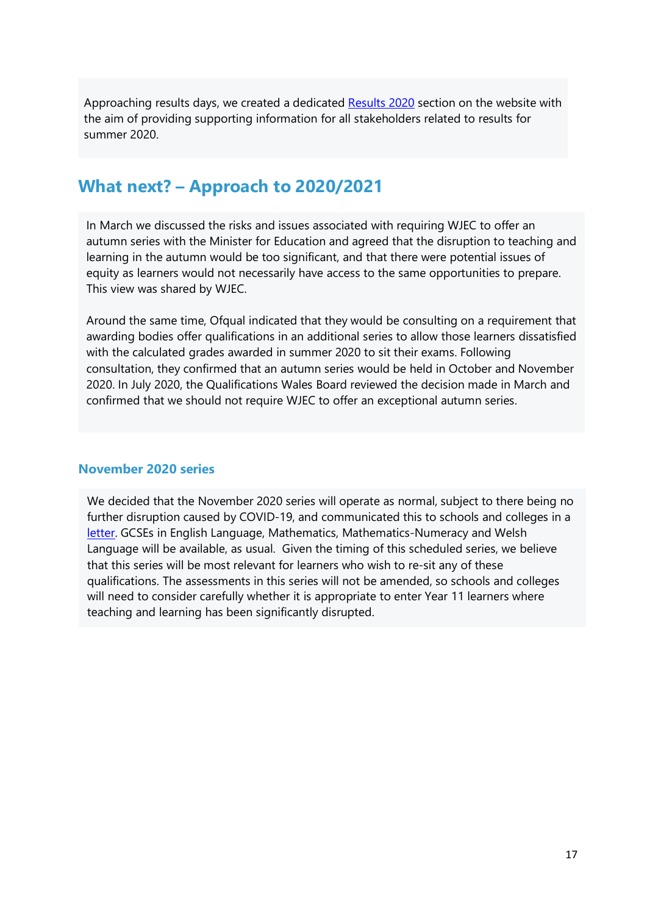Approaching results days, we created a dedicated Results 2020 section on the website with the aim of providing supporting information for all stakeholders related to results for summer 2020.

## What next? – Approach to 2020/2021

In March we discussed the risks and issues associated with requiring WJEC to offer an autumn series with the Minister for Education and agreed that the disruption to teaching and learning in the autumn would be too significant, and that there were potential issues of equity as learners would not necessarily have access to the same opportunities to prepare. This view was shared by WJEC.

Around the same time, Ofqual indicated that they would be consulting on a requirement that awarding bodies offer qualifications in an additional series to allow those learners dissatisfied with the calculated grades awarded in summer 2020 to sit their exams. Following consultation, they confirmed that an autumn series would be held in October and November 2020. In July 2020, the Qualifications Wales Board reviewed the decision made in March and confirmed that we should not require WJEC to offer an exceptional autumn series.

### November 2020 series

We decided that the November 2020 series will operate as normal, subject to there being no further disruption caused by COVID-19, and communicated this to schools and colleges in a letter. GCSEs in English Language, Mathematics, Mathematics-Numeracy and Welsh Language will be available, as usual. Given the timing of this scheduled series, we believe that this series will be most relevant for learners who wish to re-sit any of these qualifications. The assessments in this series will not be amended, so schools and colleges will need to consider carefully whether it is appropriate to enter Year 11 learners where teaching and learning has been significantly disrupted.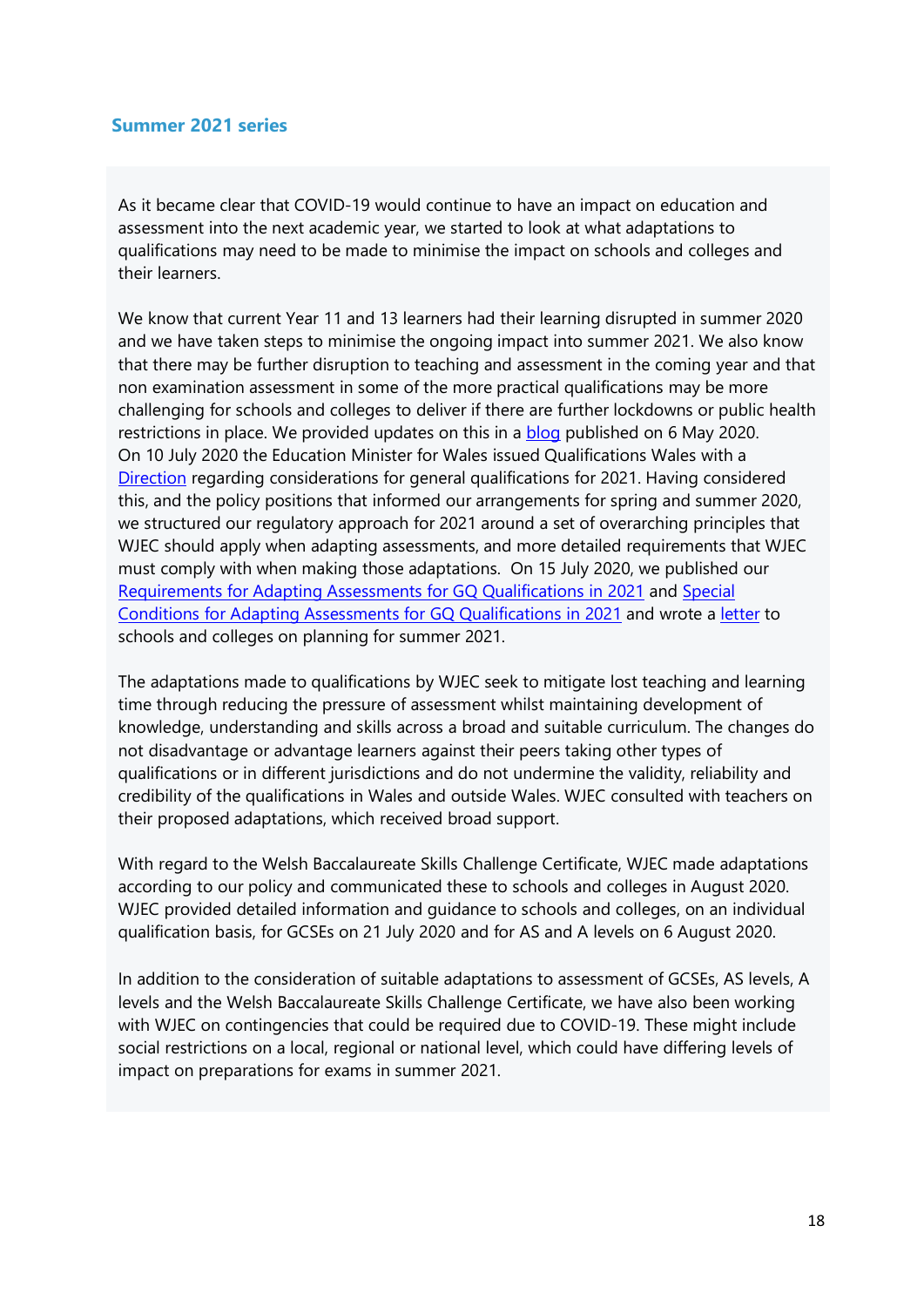## Summer 2021 series

As it became clear that COVID-19 would continue to have an impact on education and assessment into the next academic year, we started to look at what adaptations to qualifications may need to be made to minimise the impact on schools and colleges and their learners.

We know that current Year 11 and 13 learners had their learning disrupted in summer 2020 and we have taken steps to minimise the ongoing impact into summer 2021. We also know that there may be further disruption to teaching and assessment in the coming year and that non examination assessment in some of the more practical qualifications may be more challenging for schools and colleges to deliver if there are further lockdowns or public health restrictions in place. We provided updates on this in a blog published on 6 May 2020. On 10 July 2020 the Education Minister for Wales issued Qualifications Wales with a Direction regarding considerations for general qualifications for 2021. Having considered this, and the policy positions that informed our arrangements for spring and summer 2020, we structured our regulatory approach for 2021 around a set of overarching principles that WJEC should apply when adapting assessments, and more detailed requirements that WJEC must comply with when making those adaptations. On 15 July 2020, we published our Requirements for Adapting Assessments for GQ Qualifications in 2021 and Special Conditions for Adapting Assessments for GQ Qualifications in 2021 and wrote a letter to schools and colleges on planning for summer 2021.

The adaptations made to qualifications by WJEC seek to mitigate lost teaching and learning time through reducing the pressure of assessment whilst maintaining development of knowledge, understanding and skills across a broad and suitable curriculum. The changes do not disadvantage or advantage learners against their peers taking other types of qualifications or in different jurisdictions and do not undermine the validity, reliability and credibility of the qualifications in Wales and outside Wales. WJEC consulted with teachers on their proposed adaptations, which received broad support.

With regard to the Welsh Baccalaureate Skills Challenge Certificate, WJEC made adaptations according to our policy and communicated these to schools and colleges in August 2020. WJEC provided detailed information and guidance to schools and colleges, on an individual qualification basis, for GCSEs on 21 July 2020 and for AS and A levels on 6 August 2020.

In addition to the consideration of suitable adaptations to assessment of GCSEs, AS levels, A levels and the Welsh Baccalaureate Skills Challenge Certificate, we have also been working with WJEC on contingencies that could be required due to COVID-19. These might include social restrictions on a local, regional or national level, which could have differing levels of impact on preparations for exams in summer 2021.